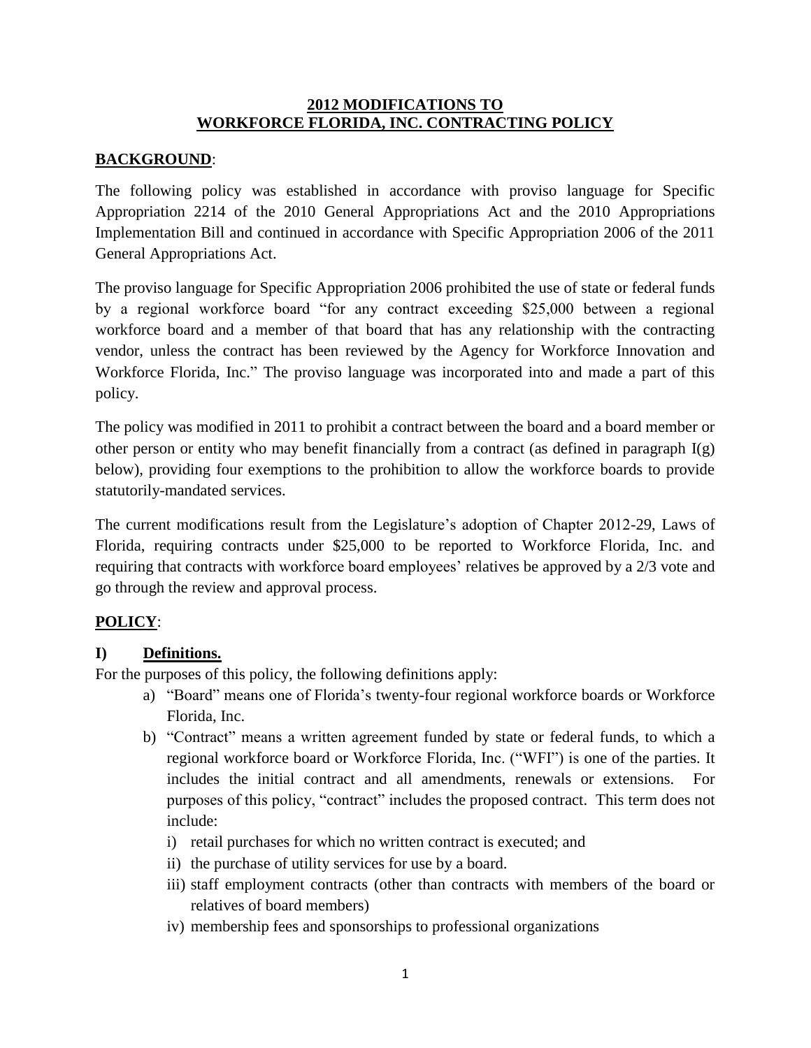# 2012 MODIFICATIONS TO WORKFORCE FLORIDA, INC. CONTRACTING POLICY

## BACKGROUND:

The following policy was established in accordance with proviso language for Specific Appropriation 2214 of the 2010 General Appropriations Act and the 2010 Appropriations Implementation Bill and continued in accordance with Specific Appropriation 2006 of the 2011 General Appropriations Act.

The proviso language for Specific Appropriation 2006 prohibited the use of state or federal funds by a regional workforce board "for any contract exceeding $25,000 between a regional workforce board and a member of that board that has any relationship with the contracting vendor, unless the contract has been reviewed by the Agency for Workforce Innovation and Workforce Florida, Inc." The proviso language was incorporated into and made a part of this policy.

The policy was modified in 2011 to prohibit a contract between the board and a board member or other person or entity who may benefit financially from a contract (as defined in paragraph I(g) below), providing four exemptions to the prohibition to allow the workforce boards to provide statutorily-mandated services.

The current modifications result from the Legislature's adoption of Chapter 2012-29, Laws of Florida, requiring contracts under $25,000 to be reported to Workforce Florida, Inc. and requiring that contracts with workforce board employees' relatives be approved by a 2/3 vote and go through the review and approval process.

## POLICY:

### I) Definitions.

For the purposes of this policy, the following definitions apply:

a) "Board" means one of Florida's twenty-four regional workforce boards or Workforce Florida, Inc.
b) "Contract" means a written agreement funded by state or federal funds, to which a regional workforce board or Workforce Florida, Inc. ("WFI") is one of the parties. It includes the initial contract and all amendments, renewals or extensions. For purposes of this policy, "contract" includes the proposed contract. This term does not include:
    i) retail purchases for which no written contract is executed; and
    ii) the purchase of utility services for use by a board.
    iii) staff employment contracts (other than contracts with members of the board or relatives of board members)
    iv) membership fees and sponsorships to professional organizations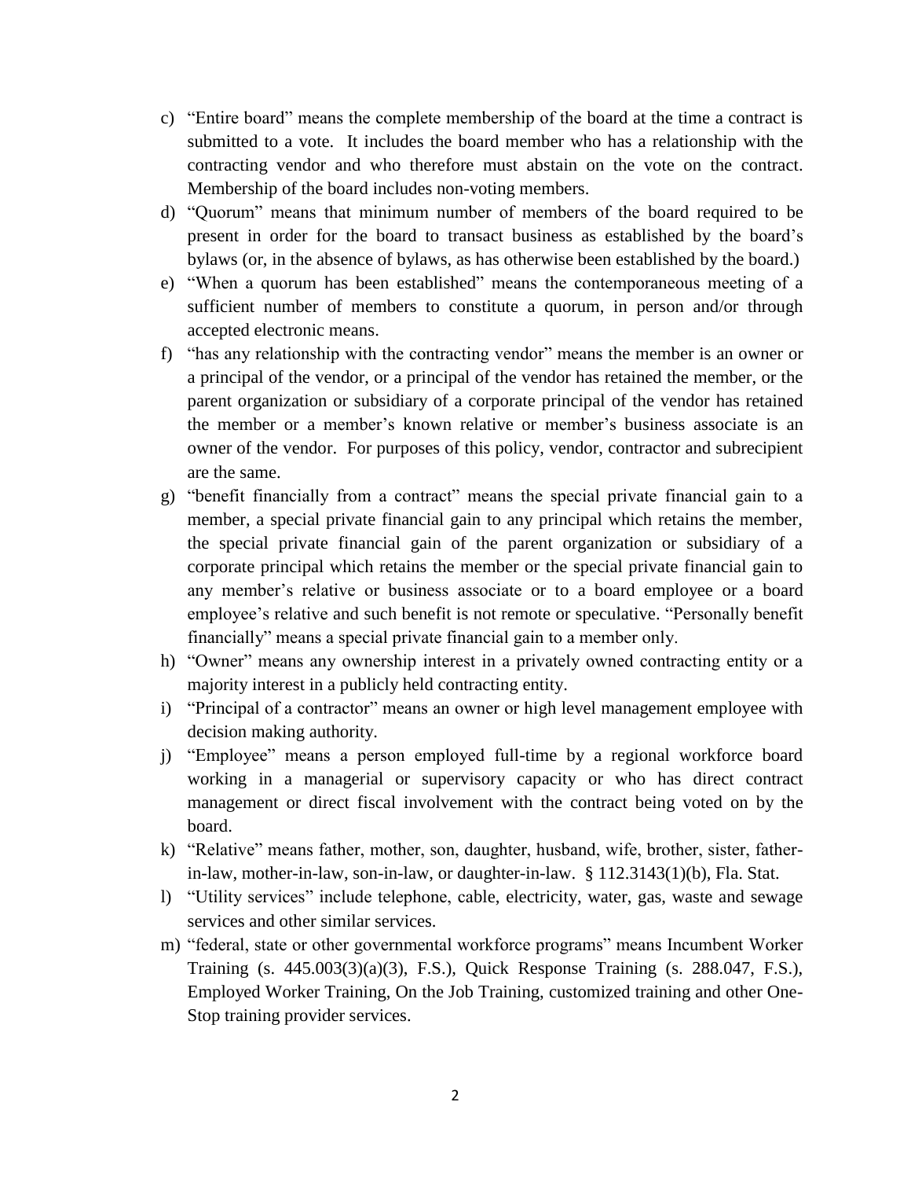c) "Entire board" means the complete membership of the board at the time a contract is submitted to a vote. It includes the board member who has a relationship with the contracting vendor and who therefore must abstain on the vote on the contract. Membership of the board includes non-voting members.

d) "Quorum" means that minimum number of members of the board required to be present in order for the board to transact business as established by the board's bylaws (or, in the absence of bylaws, as has otherwise been established by the board.)

e) "When a quorum has been established" means the contemporaneous meeting of a sufficient number of members to constitute a quorum, in person and/or through accepted electronic means.

f) "has any relationship with the contracting vendor" means the member is an owner or a principal of the vendor, or a principal of the vendor has retained the member, or the parent organization or subsidiary of a corporate principal of the vendor has retained the member or a member's known relative or member's business associate is an owner of the vendor. For purposes of this policy, vendor, contractor and subrecipient are the same.

g) "benefit financially from a contract" means the special private financial gain to a member, a special private financial gain to any principal which retains the member, the special private financial gain of the parent organization or subsidiary of a corporate principal which retains the member or the special private financial gain to any member's relative or business associate or to a board employee or a board employee's relative and such benefit is not remote or speculative. "Personally benefit financially" means a special private financial gain to a member only.

h) "Owner" means any ownership interest in a privately owned contracting entity or a majority interest in a publicly held contracting entity.

i) "Principal of a contractor" means an owner or high level management employee with decision making authority.

j) "Employee" means a person employed full-time by a regional workforce board working in a managerial or supervisory capacity or who has direct contract management or direct fiscal involvement with the contract being voted on by the board.

k) "Relative" means father, mother, son, daughter, husband, wife, brother, sister, father-in-law, mother-in-law, son-in-law, or daughter-in-law. § 112.3143(1)(b), Fla. Stat.

l) "Utility services" include telephone, cable, electricity, water, gas, waste and sewage services and other similar services.

m) "federal, state or other governmental workforce programs" means Incumbent Worker Training (s. 445.003(3)(a)(3), F.S.), Quick Response Training (s. 288.047, F.S.), Employed Worker Training, On the Job Training, customized training and other One-Stop training provider services.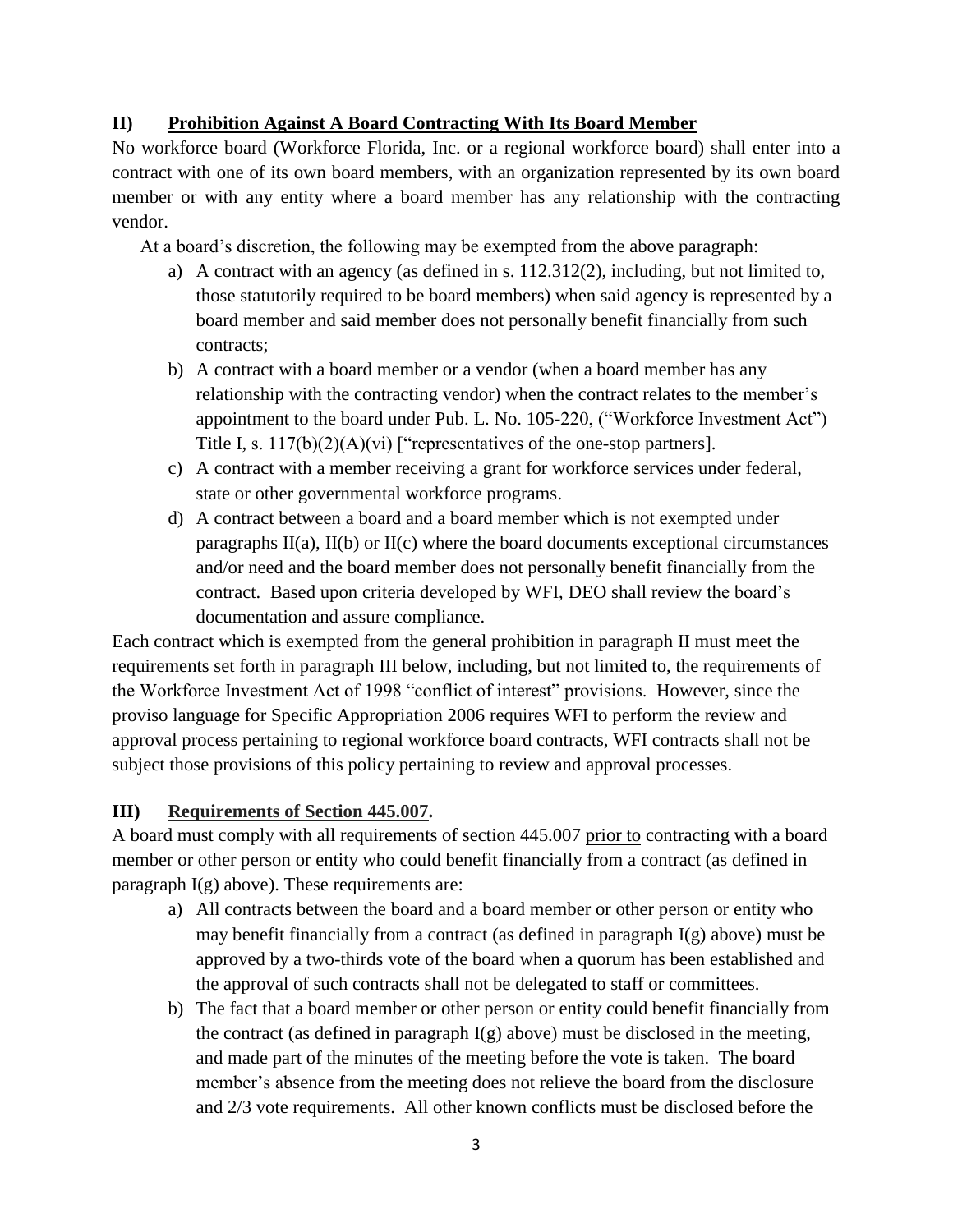## II) Prohibition Against A Board Contracting With Its Board Member

No workforce board (Workforce Florida, Inc. or a regional workforce board) shall enter into a contract with one of its own board members, with an organization represented by its own board member or with any entity where a board member has any relationship with the contracting vendor.

At a board's discretion, the following may be exempted from the above paragraph:

a) A contract with an agency (as defined in s. 112.312(2), including, but not limited to, those statutorily required to be board members) when said agency is represented by a board member and said member does not personally benefit financially from such contracts;

b) A contract with a board member or a vendor (when a board member has any relationship with the contracting vendor) when the contract relates to the member's appointment to the board under Pub. L. No. 105-220, ("Workforce Investment Act") Title I, s. 117(b)(2)(A)(vi) ["representatives of the one-stop partners].

c) A contract with a member receiving a grant for workforce services under federal, state or other governmental workforce programs.

d) A contract between a board and a board member which is not exempted under paragraphs II(a), II(b) or II(c) where the board documents exceptional circumstances and/or need and the board member does not personally benefit financially from the contract. Based upon criteria developed by WFI, DEO shall review the board's documentation and assure compliance.

Each contract which is exempted from the general prohibition in paragraph II must meet the requirements set forth in paragraph III below, including, but not limited to, the requirements of the Workforce Investment Act of 1998 "conflict of interest" provisions. However, since the proviso language for Specific Appropriation 2006 requires WFI to perform the review and approval process pertaining to regional workforce board contracts, WFI contracts shall not be subject those provisions of this policy pertaining to review and approval processes.

## III) Requirements of Section 445.007.

A board must comply with all requirements of section 445.007 prior to contracting with a board member or other person or entity who could benefit financially from a contract (as defined in paragraph I(g) above). These requirements are:

a) All contracts between the board and a board member or other person or entity who may benefit financially from a contract (as defined in paragraph I(g) above) must be approved by a two-thirds vote of the board when a quorum has been established and the approval of such contracts shall not be delegated to staff or committees.

b) The fact that a board member or other person or entity could benefit financially from the contract (as defined in paragraph I(g) above) must be disclosed in the meeting, and made part of the minutes of the meeting before the vote is taken. The board member's absence from the meeting does not relieve the board from the disclosure and 2/3 vote requirements. All other known conflicts must be disclosed before the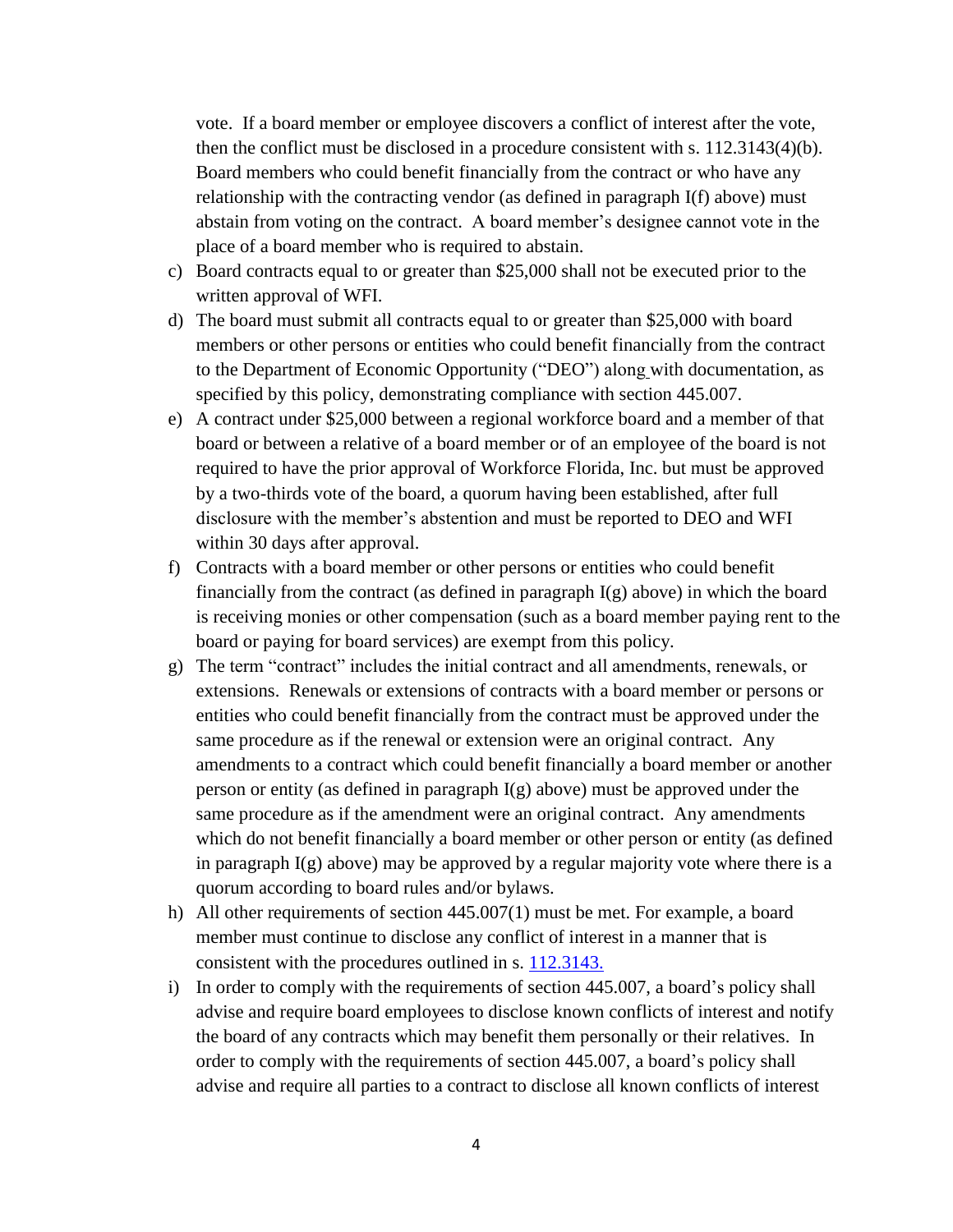vote. If a board member or employee discovers a conflict of interest after the vote, then the conflict must be disclosed in a procedure consistent with s. 112.3143(4)(b). Board members who could benefit financially from the contract or who have any relationship with the contracting vendor (as defined in paragraph I(f) above) must abstain from voting on the contract. A board member's designee cannot vote in the place of a board member who is required to abstain.

c) Board contracts equal to or greater than $25,000 shall not be executed prior to the written approval of WFI.

d) The board must submit all contracts equal to or greater than $25,000 with board members or other persons or entities who could benefit financially from the contract to the Department of Economic Opportunity ("DEO") along with documentation, as specified by this policy, demonstrating compliance with section 445.007.

e) A contract under $25,000 between a regional workforce board and a member of that board or between a relative of a board member or of an employee of the board is not required to have the prior approval of Workforce Florida, Inc. but must be approved by a two-thirds vote of the board, a quorum having been established, after full disclosure with the member's abstention and must be reported to DEO and WFI within 30 days after approval.

f) Contracts with a board member or other persons or entities who could benefit financially from the contract (as defined in paragraph I(g) above) in which the board is receiving monies or other compensation (such as a board member paying rent to the board or paying for board services) are exempt from this policy.

g) The term "contract" includes the initial contract and all amendments, renewals, or extensions. Renewals or extensions of contracts with a board member or persons or entities who could benefit financially from the contract must be approved under the same procedure as if the renewal or extension were an original contract. Any amendments to a contract which could benefit financially a board member or another person or entity (as defined in paragraph I(g) above) must be approved under the same procedure as if the amendment were an original contract. Any amendments which do not benefit financially a board member or other person or entity (as defined in paragraph I(g) above) may be approved by a regular majority vote where there is a quorum according to board rules and/or bylaws.

h) All other requirements of section 445.007(1) must be met. For example, a board member must continue to disclose any conflict of interest in a manner that is consistent with the procedures outlined in s. 112.3143.

i) In order to comply with the requirements of section 445.007, a board's policy shall advise and require board employees to disclose known conflicts of interest and notify the board of any contracts which may benefit them personally or their relatives. In order to comply with the requirements of section 445.007, a board's policy shall advise and require all parties to a contract to disclose all known conflicts of interest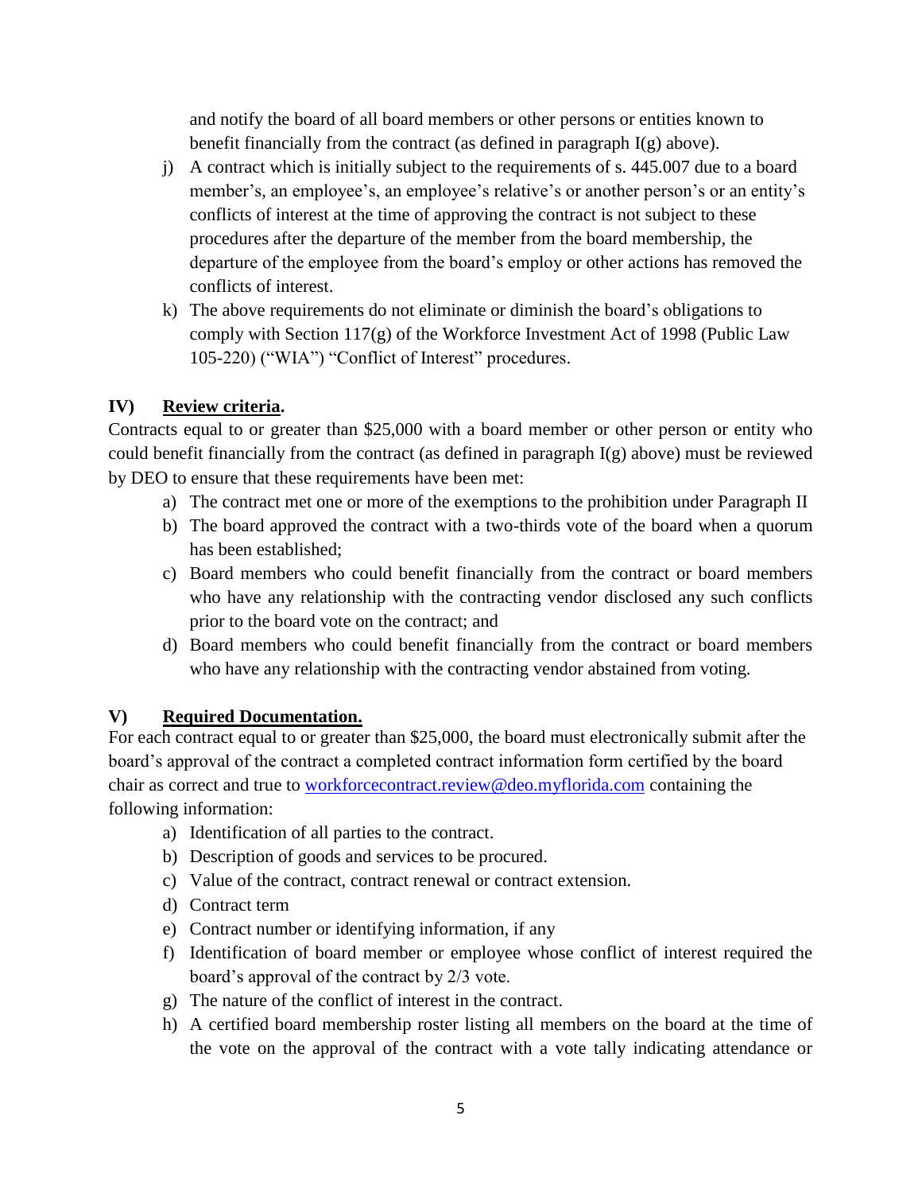and notify the board of all board members or other persons or entities known to benefit financially from the contract (as defined in paragraph I(g) above).

j) A contract which is initially subject to the requirements of s. 445.007 due to a board member's, an employee's, an employee's relative's or another person's or an entity's conflicts of interest at the time of approving the contract is not subject to these procedures after the departure of the member from the board membership, the departure of the employee from the board's employ or other actions has removed the conflicts of interest.

k) The above requirements do not eliminate or diminish the board's obligations to comply with Section 117(g) of the Workforce Investment Act of 1998 (Public Law 105-220) ("WIA") "Conflict of Interest" procedures.

## IV) Review criteria.

Contracts equal to or greater than $25,000 with a board member or other person or entity who could benefit financially from the contract (as defined in paragraph I(g) above) must be reviewed by DEO to ensure that these requirements have been met:

a) The contract met one or more of the exemptions to the prohibition under Paragraph II

b) The board approved the contract with a two-thirds vote of the board when a quorum has been established;

c) Board members who could benefit financially from the contract or board members who have any relationship with the contracting vendor disclosed any such conflicts prior to the board vote on the contract; and

d) Board members who could benefit financially from the contract or board members who have any relationship with the contracting vendor abstained from voting.

## V) Required Documentation.

For each contract equal to or greater than $25,000, the board must electronically submit after the board's approval of the contract a completed contract information form certified by the board chair as correct and true to [workforcecontract.review@deo.myflorida.com](mailto:workforcecontract.review@deo.myflorida.com) containing the following information:

a) Identification of all parties to the contract.

b) Description of goods and services to be procured.

c) Value of the contract, contract renewal or contract extension.

d) Contract term

e) Contract number or identifying information, if any

f) Identification of board member or employee whose conflict of interest required the board's approval of the contract by 2/3 vote.

g) The nature of the conflict of interest in the contract.

h) A certified board membership roster listing all members on the board at the time of the vote on the approval of the contract with a vote tally indicating attendance or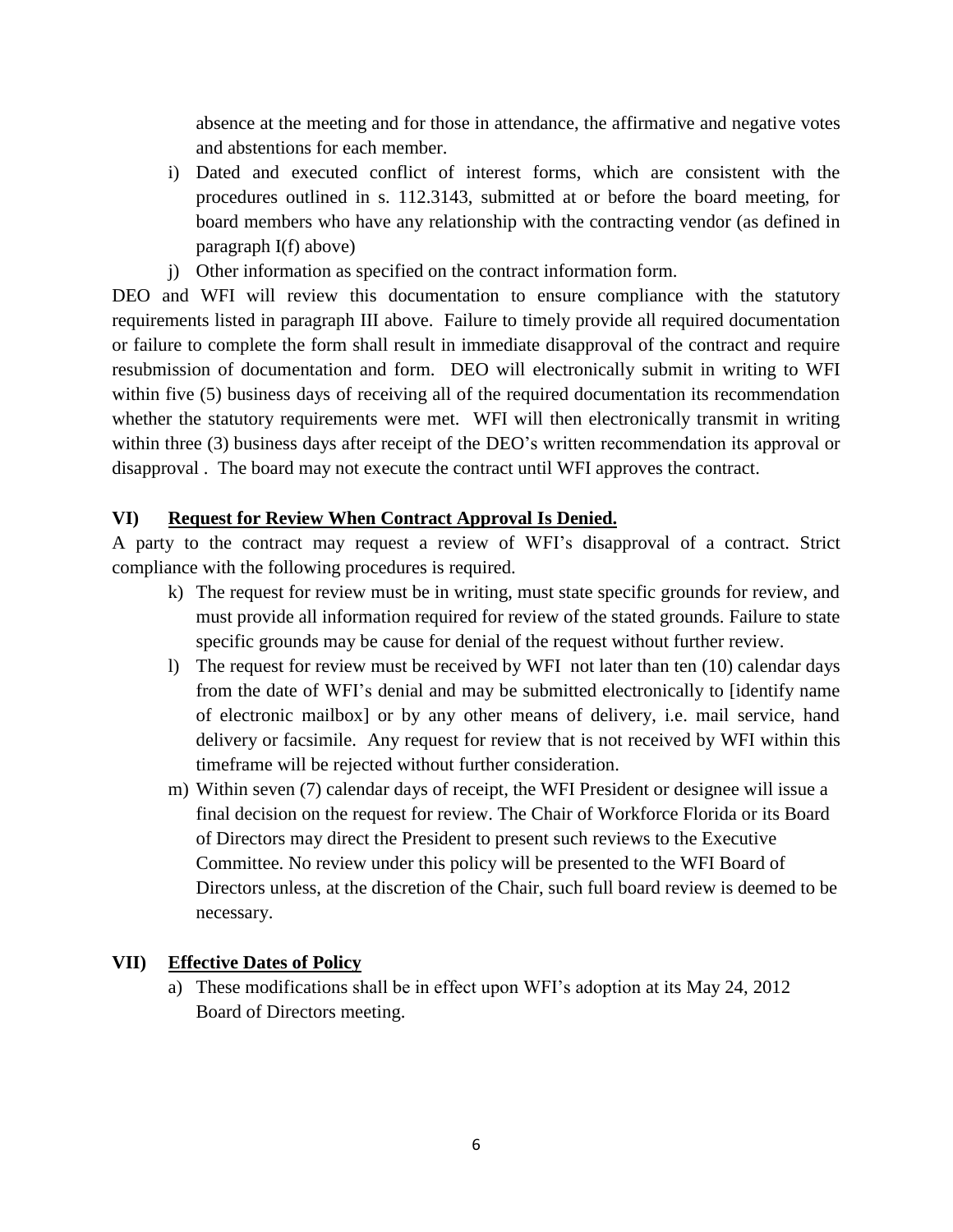absence at the meeting and for those in attendance, the affirmative and negative votes and abstentions for each member.

i) Dated and executed conflict of interest forms, which are consistent with the procedures outlined in s. 112.3143, submitted at or before the board meeting, for board members who have any relationship with the contracting vendor (as defined in paragraph I(f) above)

j) Other information as specified on the contract information form.

DEO and WFI will review this documentation to ensure compliance with the statutory requirements listed in paragraph III above. Failure to timely provide all required documentation or failure to complete the form shall result in immediate disapproval of the contract and require resubmission of documentation and form. DEO will electronically submit in writing to WFI within five (5) business days of receiving all of the required documentation its recommendation whether the statutory requirements were met. WFI will then electronically transmit in writing within three (3) business days after receipt of the DEO's written recommendation its approval or disapproval . The board may not execute the contract until WFI approves the contract.

## VI) Request for Review When Contract Approval Is Denied.

A party to the contract may request a review of WFI's disapproval of a contract. Strict compliance with the following procedures is required.

k) The request for review must be in writing, must state specific grounds for review, and must provide all information required for review of the stated grounds. Failure to state specific grounds may be cause for denial of the request without further review.

l) The request for review must be received by WFI not later than ten (10) calendar days from the date of WFI's denial and may be submitted electronically to [identify name of electronic mailbox] or by any other means of delivery, i.e. mail service, hand delivery or facsimile. Any request for review that is not received by WFI within this timeframe will be rejected without further consideration.

m) Within seven (7) calendar days of receipt, the WFI President or designee will issue a final decision on the request for review. The Chair of Workforce Florida or its Board of Directors may direct the President to present such reviews to the Executive Committee. No review under this policy will be presented to the WFI Board of Directors unless, at the discretion of the Chair, such full board review is deemed to be necessary.

## VII) Effective Dates of Policy

a) These modifications shall be in effect upon WFI's adoption at its May 24, 2012 Board of Directors meeting.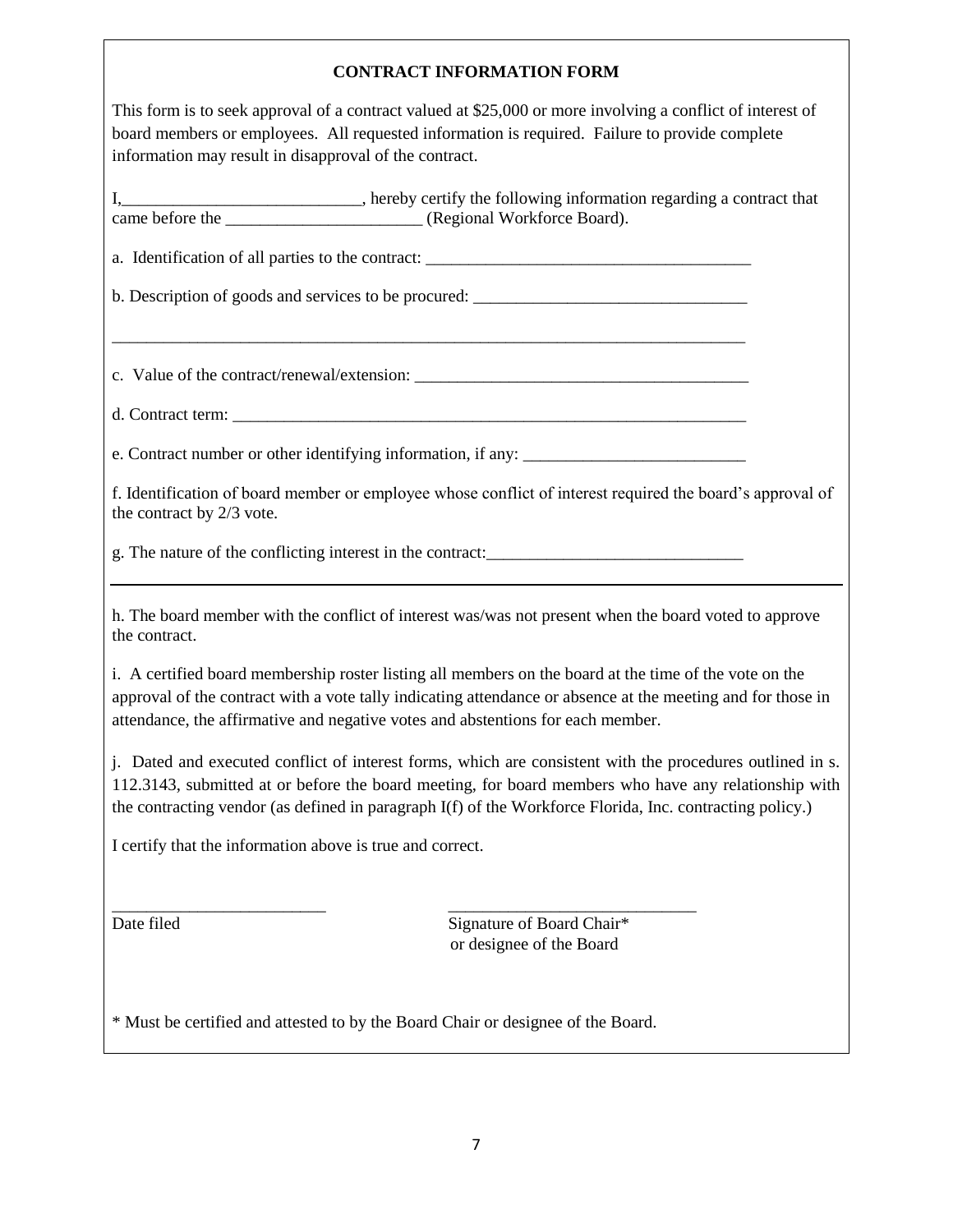**CONTRACT INFORMATION FORM**

This form is to seek approval of a contract valued at $25,000 or more involving a conflict of interest of board members or employees. All requested information is required. Failure to provide complete information may result in disapproval of the contract.

I,____________________________, hereby certify the following information regarding a contract that came before the _______________________ (Regional Workforce Board).

a. Identification of all parties to the contract: ______________________________________

b. Description of goods and services to be procured: ________________________________

_____________________________________________________________________________

c. Value of the contract/renewal/extension: ________________________________________

d. Contract term: ______________________________________________________________

e. Contract number or other identifying information, if any: __________________________

f. Identification of board member or employee whose conflict of interest required the board's approval of the contract by 2/3 vote.

g. The nature of the conflicting interest in the contract:______________________________

h. The board member with the conflict of interest was/was not present when the board voted to approve the contract.

i. A certified board membership roster listing all members on the board at the time of the vote on the approval of the contract with a vote tally indicating attendance or absence at the meeting and for those in attendance, the affirmative and negative votes and abstentions for each member.

j. Dated and executed conflict of interest forms, which are consistent with the procedures outlined in s. 112.3143, submitted at or before the board meeting, for board members who have any relationship with the contracting vendor (as defined in paragraph I(f) of the Workforce Florida, Inc. contracting policy.)

I certify that the information above is true and correct.

_________________________ _____________________________

Date filed Signature of Board Chair* or designee of the Board

* Must be certified and attested to by the Board Chair or designee of the Board.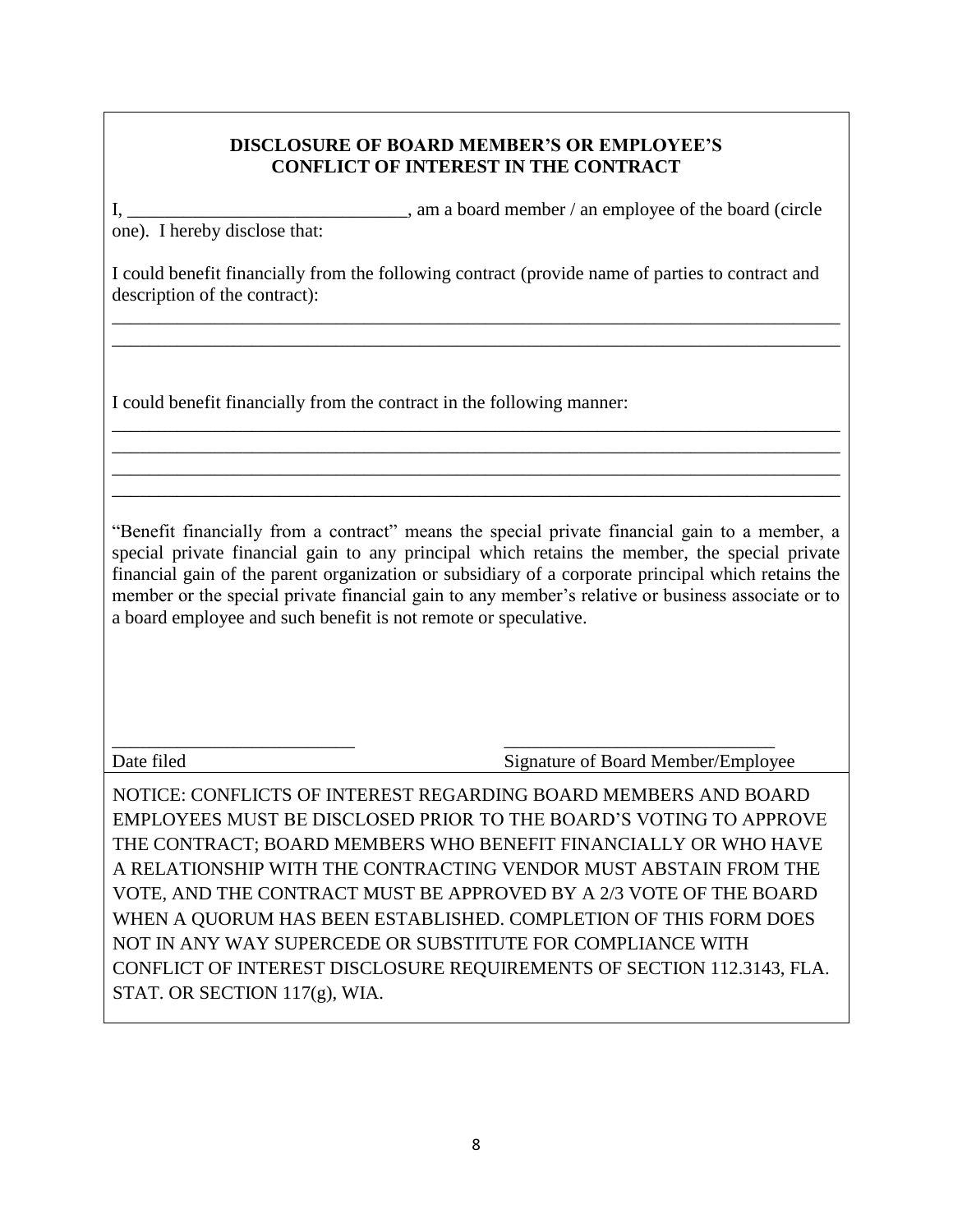## DISCLOSURE OF BOARD MEMBER'S OR EMPLOYEE'S CONFLICT OF INTEREST IN THE CONTRACT

I, ______________________________, am a board member / an employee of the board (circle one). I hereby disclose that:

I could benefit financially from the following contract (provide name of parties to contract and description of the contract):

______________________________________________________________________________

______________________________________________________________________________

I could benefit financially from the contract in the following manner:

______________________________________________________________________________

______________________________________________________________________________

______________________________________________________________________________

______________________________________________________________________________

"Benefit financially from a contract" means the special private financial gain to a member, a special private financial gain to any principal which retains the member, the special private financial gain of the parent organization or subsidiary of a corporate principal which retains the member or the special private financial gain to any member's relative or business associate or to a board employee and such benefit is not remote or speculative.

__________________________ &nbsp;&nbsp;&nbsp;&nbsp;&nbsp;&nbsp;&nbsp;&nbsp; ______________________________

Date filed &nbsp;&nbsp;&nbsp;&nbsp;&nbsp;&nbsp;&nbsp;&nbsp; Signature of Board Member/Employee

NOTICE: CONFLICTS OF INTEREST REGARDING BOARD MEMBERS AND BOARD EMPLOYEES MUST BE DISCLOSED PRIOR TO THE BOARD'S VOTING TO APPROVE THE CONTRACT; BOARD MEMBERS WHO BENEFIT FINANCIALLY OR WHO HAVE A RELATIONSHIP WITH THE CONTRACTING VENDOR MUST ABSTAIN FROM THE VOTE, AND THE CONTRACT MUST BE APPROVED BY A 2/3 VOTE OF THE BOARD WHEN A QUORUM HAS BEEN ESTABLISHED. COMPLETION OF THIS FORM DOES NOT IN ANY WAY SUPERCEDE OR SUBSTITUTE FOR COMPLIANCE WITH CONFLICT OF INTEREST DISCLOSURE REQUIREMENTS OF SECTION 112.3143, FLA. STAT. OR SECTION 117(g), WIA.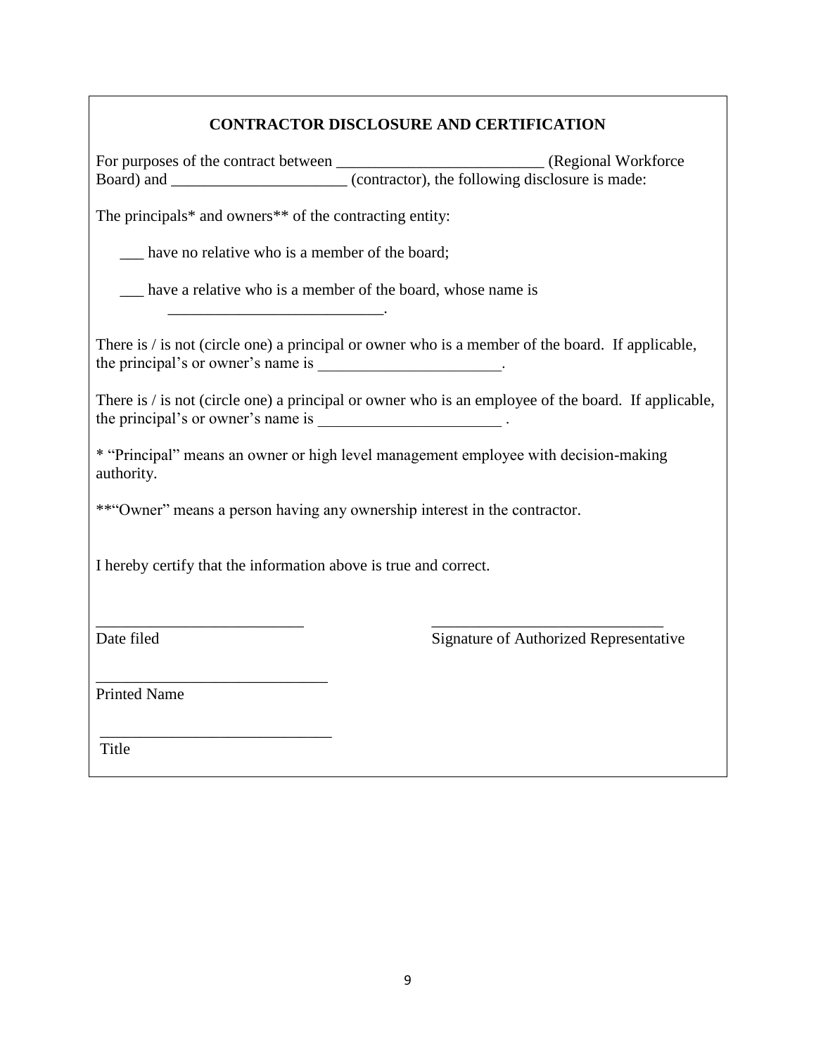**CONTRACTOR DISCLOSURE AND CERTIFICATION**

For purposes of the contract between __________________________ (Regional Workforce Board) and ______________________ (contractor), the following disclosure is made:

The principals* and owners** of the contracting entity:

___ have no relative who is a member of the board;

___ have a relative who is a member of the board, whose name is ___________________________.

There is / is not (circle one) a principal or owner who is a member of the board. If applicable, the principal's or owner's name is _______________________.

There is / is not (circle one) a principal or owner who is an employee of the board. If applicable, the principal's or owner's name is _______________________ .

* "Principal" means an owner or high level management employee with decision-making authority.

**"Owner" means a person having any ownership interest in the contractor.

I hereby certify that the information above is true and correct.

__________________________
Date filed

_____________________________
Signature of Authorized Representative

_____________________________
Printed Name

_____________________________
Title